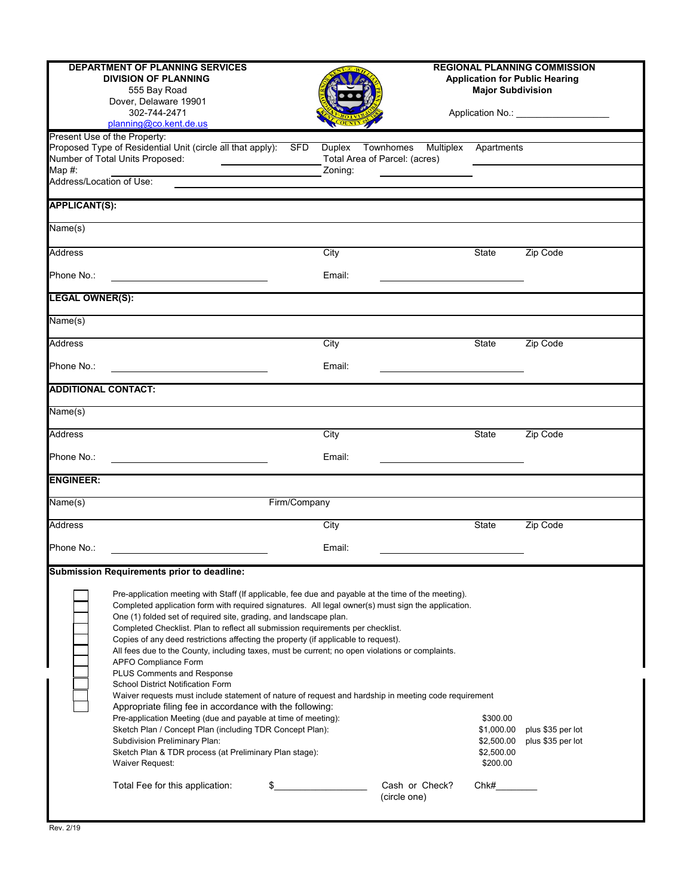**DEPARTMENT OF PLANNING SERVICES**
**DIVISION OF PLANNING**
555 Bay Road
Dover, Delaware 19901
302-744-2471
planning@co.kent.de.us

**REGIONAL PLANNING COMMISSION**
**Application for Public Hearing**
**Major Subdivision**

Application No.: ___________________

Present Use of the Property:

Proposed Type of Residential Unit (circle all that apply): SFD Duplex Townhomes Multiplex Apartments

Number of Total Units Proposed: ____________ Total Area of Parcel: (acres) ____________

Map #: ____________ Zoning: ____________

Address/Location of Use: ____________

**APPLICANT(S):**

Name(s)

Address City State Zip Code

Phone No.: ____________ Email: ____________

**LEGAL OWNER(S):**

Name(s)

Address City State Zip Code

Phone No.: ____________ Email: ____________

**ADDITIONAL CONTACT:**

Name(s)

Address City State Zip Code

Phone No.: ____________ Email: ____________

**ENGINEER:**

Name(s) Firm/Company

Address City State Zip Code

Phone No.: ____________ Email: ____________

**Submission Requirements prior to deadline:**

- ☐ Pre-application meeting with Staff (If applicable, fee due and payable at the time of the meeting).
- ☐ Completed application form with required signatures. All legal owner(s) must sign the application.
- ☐ One (1) folded set of required site, grading, and landscape plan.
- ☐ Completed Checklist. Plan to reflect all submission requirements per checklist.
- ☐ Copies of any deed restrictions affecting the property (if applicable to request).
- ☐ All fees due to the County, including taxes, must be current; no open violations or complaints.
- ☐ APFO Compliance Form
- ☐ PLUS Comments and Response
- ☐ School District Notification Form
- ☐ Waiver requests must include statement of nature of request and hardship in meeting code requirement
- ☐ Appropriate filing fee in accordance with the following:

| | | |
|---|---|---|
| Pre-application Meeting (due and payable at time of meeting): | $300.00 | |
| Sketch Plan / Concept Plan (including TDR Concept Plan): | $1,000.00 | plus $35 per lot |
| Subdivision Preliminary Plan: | $2,500.00 | plus $35 per lot |
| Sketch Plan & TDR process (at Preliminary Plan stage): | $2,500.00 | |
| Waiver Request: | $200.00 | |

Total Fee for this application: $________________ Cash or Check? (circle one) Chk#________

Rev. 2/19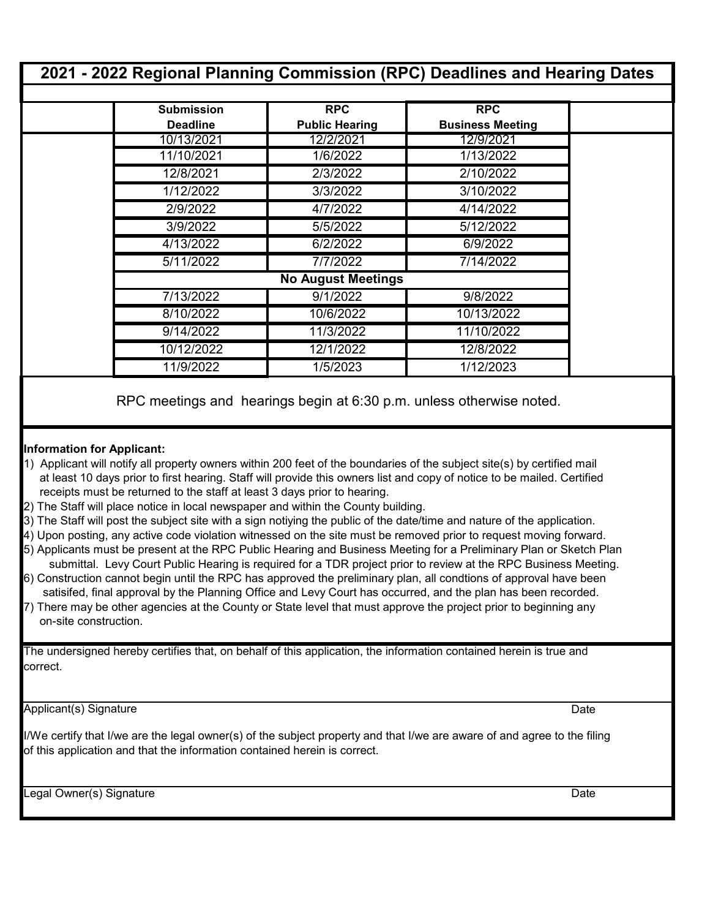## 2021 - 2022 Regional Planning Commission (RPC) Deadlines and Hearing Dates

| Submission Deadline | RPC Public Hearing | RPC Business Meeting |
|---|---|---|
| 10/13/2021 | 12/2/2021 | 12/9/2021 |
| 11/10/2021 | 1/6/2022 | 1/13/2022 |
| 12/8/2021 | 2/3/2022 | 2/10/2022 |
| 1/12/2022 | 3/3/2022 | 3/10/2022 |
| 2/9/2022 | 4/7/2022 | 4/14/2022 |
| 3/9/2022 | 5/5/2022 | 5/12/2022 |
| 4/13/2022 | 6/2/2022 | 6/9/2022 |
| 5/11/2022 | 7/7/2022 | 7/14/2022 |
| | **No August Meetings** | |
| 7/13/2022 | 9/1/2022 | 9/8/2022 |
| 8/10/2022 | 10/6/2022 | 10/13/2022 |
| 9/14/2022 | 11/3/2022 | 11/10/2022 |
| 10/12/2022 | 12/1/2022 | 12/8/2022 |
| 11/9/2022 | 1/5/2023 | 1/12/2023 |

RPC meetings and hearings begin at 6:30 p.m. unless otherwise noted.

**Information for Applicant:**

1) Applicant will notify all property owners within 200 feet of the boundaries of the subject site(s) by certified mail at least 10 days prior to first hearing. Staff will provide this owners list and copy of notice to be mailed. Certified receipts must be returned to the staff at least 3 days prior to hearing.
2) The Staff will place notice in local newspaper and within the County building.
3) The Staff will post the subject site with a sign notiying the public of the date/time and nature of the application.
4) Upon posting, any active code violation witnessed on the site must be removed prior to request moving forward.
5) Applicants must be present at the RPC Public Hearing and Business Meeting for a Preliminary Plan or Sketch Plan submittal. Levy Court Public Hearing is required for a TDR project prior to review at the RPC Business Meeting.
6) Construction cannot begin until the RPC has approved the preliminary plan, all condtions of approval have been satisifed, final approval by the Planning Office and Levy Court has occurred, and the plan has been recorded.
7) There may be other agencies at the County or State level that must approve the project prior to beginning any on-site construction.

The undersigned hereby certifies that, on behalf of this application, the information contained herein is true and correct.

Applicant(s) Signature Date

I/We certify that I/we are the legal owner(s) of the subject property and that I/we are aware of and agree to the filing of this application and that the information contained herein is correct.

Legal Owner(s) Signature Date